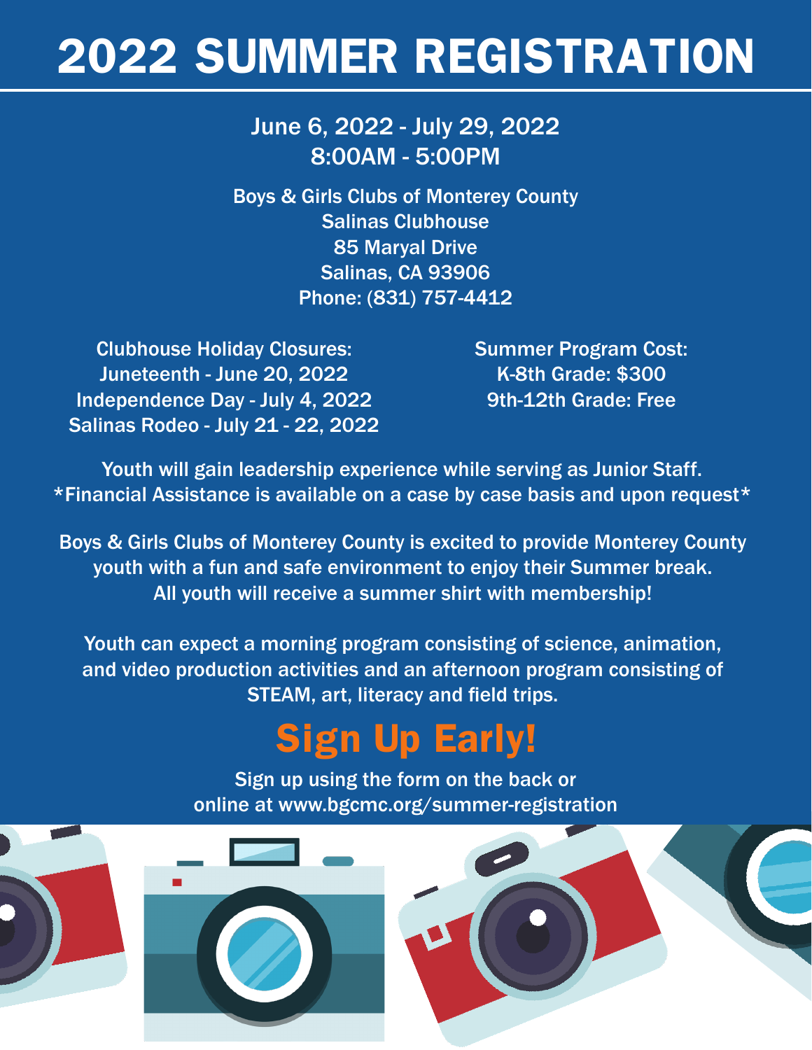# 2022 SUMMER REGISTRATION

June 6, 2022 - July 29, 2022
8:00AM - 5:00PM

Boys & Girls Clubs of Monterey County
Salinas Clubhouse
85 Maryal Drive
Salinas, CA 93906
Phone: (831) 757-4412

Clubhouse Holiday Closures:
Juneteenth - June 20, 2022
Independence Day - July 4, 2022
Salinas Rodeo - July 21 - 22, 2022

Summer Program Cost:
K-8th Grade: $300
9th-12th Grade: Free

Youth will gain leadership experience while serving as Junior Staff.
*Financial Assistance is available on a case by case basis and upon request*

Boys & Girls Clubs of Monterey County is excited to provide Monterey County youth with a fun and safe environment to enjoy their Summer break.
All youth will receive a summer shirt with membership!

Youth can expect a morning program consisting of science, animation, and video production activities and an afternoon program consisting of STEAM, art, literacy and field trips.

## Sign Up Early!

Sign up using the form on the back or
online at www.bgcmc.org/summer-registration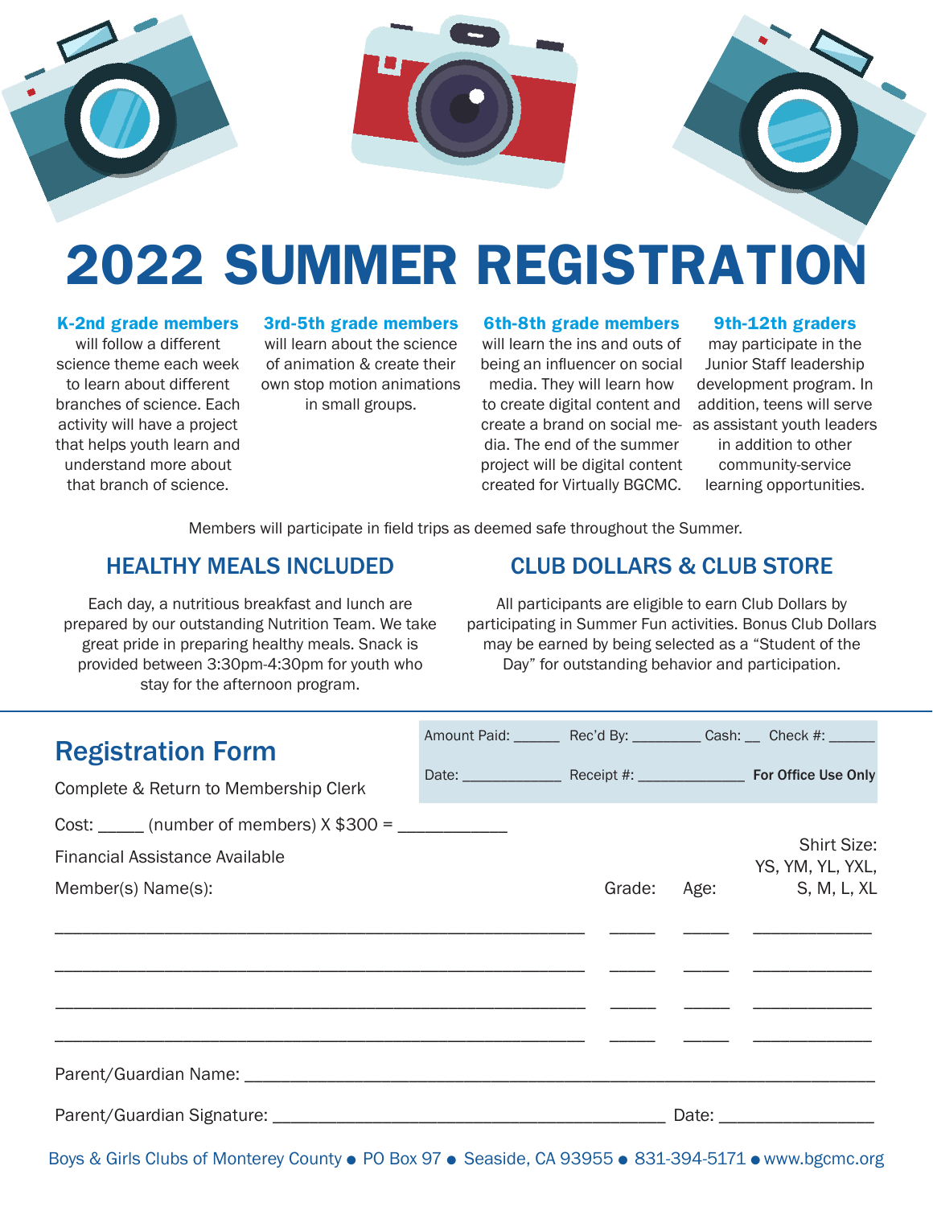# 2022 SUMMER REGISTRATION

**K-2nd grade members** will follow a different science theme each week to learn about different branches of science. Each activity will have a project that helps youth learn and understand more about that branch of science.

**3rd-5th grade members** will learn about the science of animation & create their own stop motion animations in small groups.

**6th-8th grade members** will learn the ins and outs of being an influencer on social media. They will learn how to create digital content and create a brand on social media. The end of the summer project will be digital content created for Virtually BGCMC.

**9th-12th graders** may participate in the Junior Staff leadership development program. In addition, teens will serve as assistant youth leaders in addition to other community-service learning opportunities.

Members will participate in field trips as deemed safe throughout the Summer.

## HEALTHY MEALS INCLUDED

Each day, a nutritious breakfast and lunch are prepared by our outstanding Nutrition Team. We take great pride in preparing healthy meals. Snack is provided between 3:30pm-4:30pm for youth who stay for the afternoon program.

## CLUB DOLLARS & CLUB STORE

All participants are eligible to earn Club Dollars by participating in Summer Fun activities. Bonus Club Dollars may be earned by being selected as a "Student of the Day" for outstanding behavior and participation.

---

## Registration Form

Complete & Return to Membership Clerk

Amount Paid: ______ Rec'd By: ________ Cash: __ Check #: ______

Date: ____________ Receipt #: _____________ **For Office Use Only**

Cost: _____ (number of members) X $300 = ____________

Financial Assistance Available

| Member(s) Name(s): | Grade: | Age: | Shirt Size: YS, YM, YL, YXL, S, M, L, XL |
|---|---|---|---|
| ______________________________ | _____ | _____ | ____________ |
| ______________________________ | _____ | _____ | ____________ |
| ______________________________ | _____ | _____ | ____________ |
| ______________________________ | _____ | _____ | ____________ |

Parent/Guardian Name: ________________________________________________

Parent/Guardian Signature: ______________________________ Date: ________________

Boys & Girls Clubs of Monterey County ● PO Box 97 ● Seaside, CA 93955 ● 831-394-5171 ● www.bgcmc.org